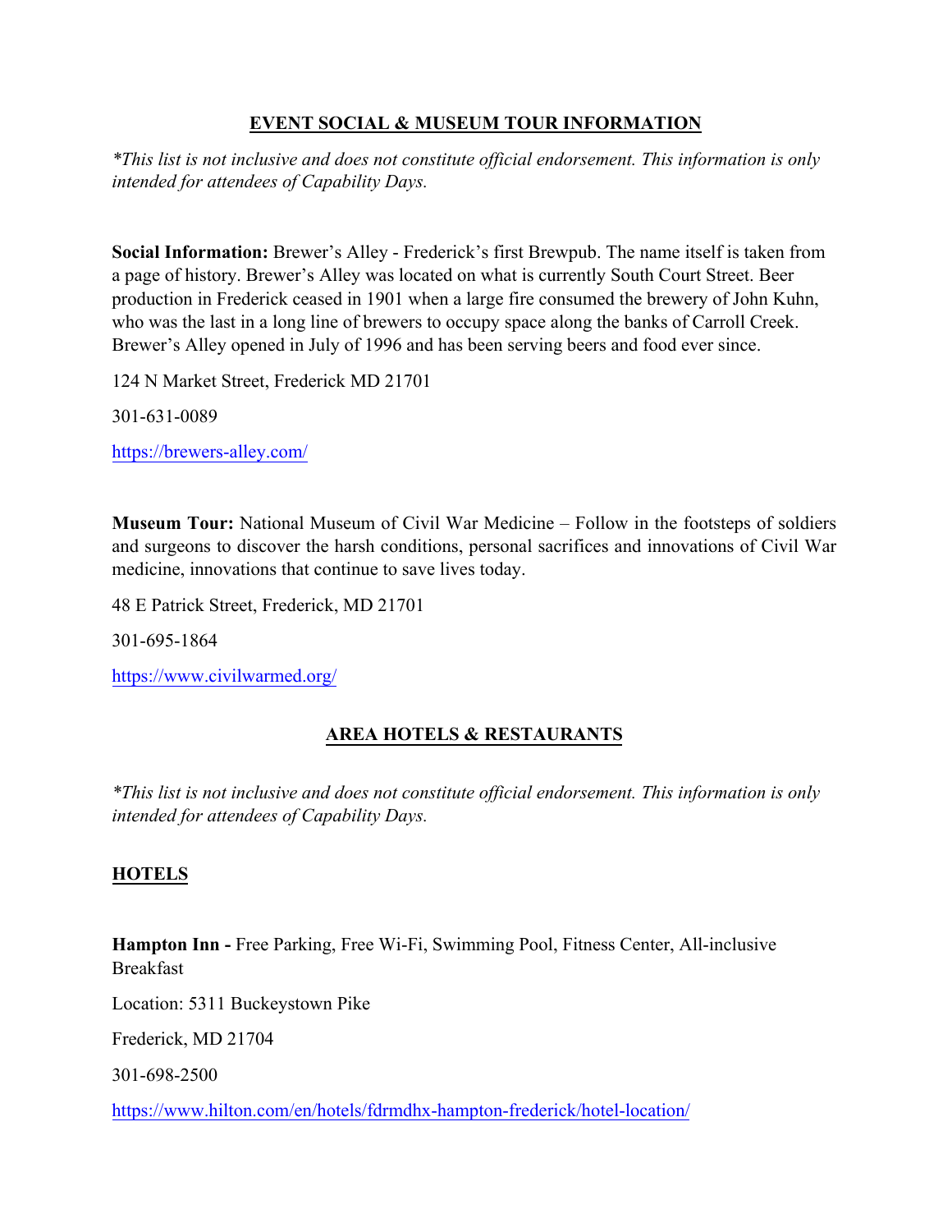## EVENT SOCIAL & MUSEUM TOUR INFORMATION

*\*This list is not inclusive and does not constitute official endorsement. This information is only intended for attendees of Capability Days.*

**Social Information:** Brewer's Alley - Frederick's first Brewpub. The name itself is taken from a page of history. Brewer's Alley was located on what is currently South Court Street. Beer production in Frederick ceased in 1901 when a large fire consumed the brewery of John Kuhn, who was the last in a long line of brewers to occupy space along the banks of Carroll Creek. Brewer's Alley opened in July of 1996 and has been serving beers and food ever since.

124 N Market Street, Frederick MD 21701

301-631-0089

https://brewers-alley.com/

**Museum Tour:** National Museum of Civil War Medicine – Follow in the footsteps of soldiers and surgeons to discover the harsh conditions, personal sacrifices and innovations of Civil War medicine, innovations that continue to save lives today.

48 E Patrick Street, Frederick, MD 21701

301-695-1864

https://www.civilwarmed.org/

## AREA HOTELS & RESTAURANTS

*\*This list is not inclusive and does not constitute official endorsement. This information is only intended for attendees of Capability Days.*

### HOTELS

**Hampton Inn -** Free Parking, Free Wi-Fi, Swimming Pool, Fitness Center, All-inclusive Breakfast

Location: 5311 Buckeystown Pike

Frederick, MD 21704

301-698-2500

https://www.hilton.com/en/hotels/fdrmdhx-hampton-frederick/hotel-location/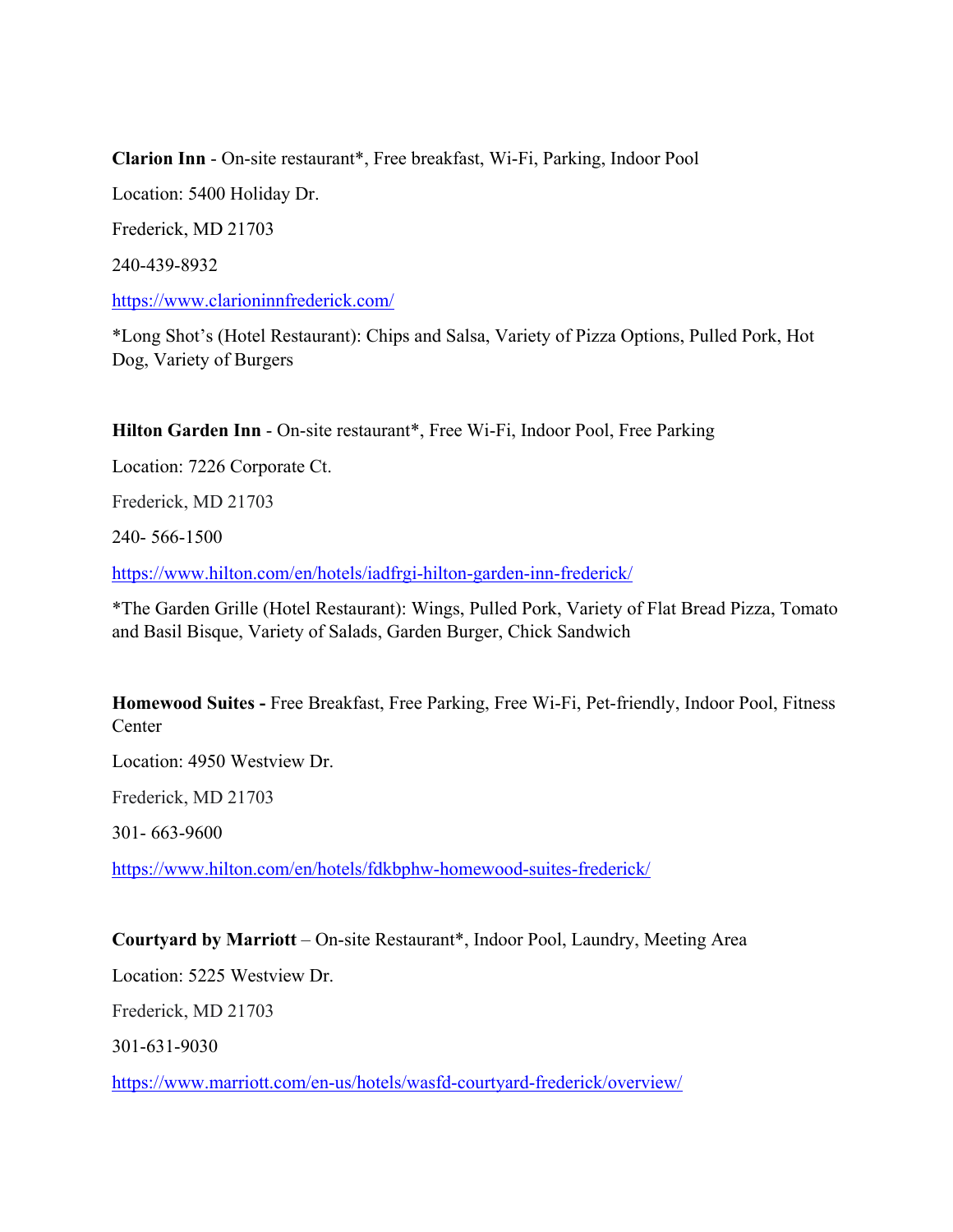**Clarion Inn** - On-site restaurant*, Free breakfast, Wi-Fi, Parking, Indoor Pool

Location: 5400 Holiday Dr.

Frederick, MD 21703

240-439-8932

[https://www.clarioninnfrederick.com/](https://www.clarioninnfrederick.com/)

*Long Shot's (Hotel Restaurant): Chips and Salsa, Variety of Pizza Options, Pulled Pork, Hot Dog, Variety of Burgers

**Hilton Garden Inn** - On-site restaurant*, Free Wi-Fi, Indoor Pool, Free Parking

Location: 7226 Corporate Ct.

Frederick, MD 21703

240- 566-1500

[https://www.hilton.com/en/hotels/iadfrgi-hilton-garden-inn-frederick/](https://www.hilton.com/en/hotels/iadfrgi-hilton-garden-inn-frederick/)

*The Garden Grille (Hotel Restaurant): Wings, Pulled Pork, Variety of Flat Bread Pizza, Tomato and Basil Bisque, Variety of Salads, Garden Burger, Chick Sandwich

**Homewood Suites -** Free Breakfast, Free Parking, Free Wi-Fi, Pet-friendly, Indoor Pool, Fitness Center

Location: 4950 Westview Dr.

Frederick, MD 21703

301- 663-9600

[https://www.hilton.com/en/hotels/fdkbphw-homewood-suites-frederick/](https://www.hilton.com/en/hotels/fdkbphw-homewood-suites-frederick/)

**Courtyard by Marriott** – On-site Restaurant*, Indoor Pool, Laundry, Meeting Area

Location: 5225 Westview Dr.

Frederick, MD 21703

301-631-9030

[https://www.marriott.com/en-us/hotels/wasfd-courtyard-frederick/overview/](https://www.marriott.com/en-us/hotels/wasfd-courtyard-frederick/overview/)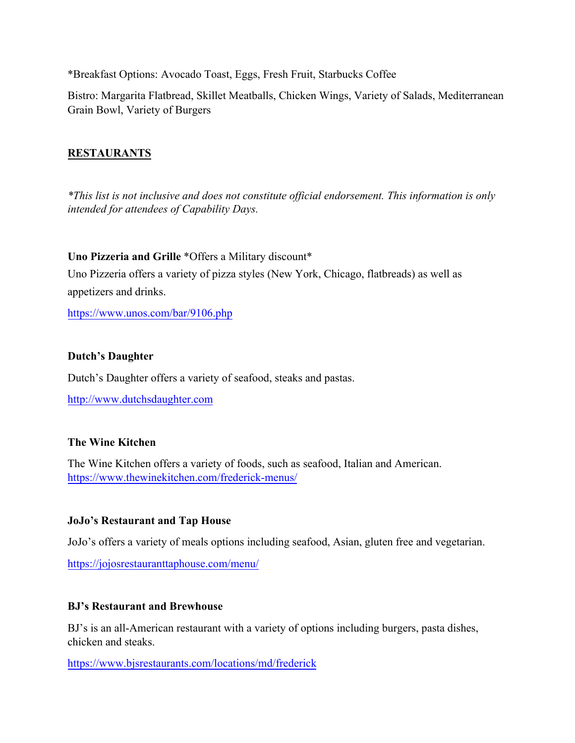*Breakfast Options: Avocado Toast, Eggs, Fresh Fruit, Starbucks Coffee

Bistro: Margarita Flatbread, Skillet Meatballs, Chicken Wings, Variety of Salads, Mediterranean Grain Bowl, Variety of Burgers

## RESTAURANTS

*\*This list is not inclusive and does not constitute official endorsement. This information is only intended for attendees of Capability Days.*

**Uno Pizzeria and Grille** *Offers a Military discount*

Uno Pizzeria offers a variety of pizza styles (New York, Chicago, flatbreads) as well as appetizers and drinks.

https://www.unos.com/bar/9106.php

**Dutch's Daughter**

Dutch's Daughter offers a variety of seafood, steaks and pastas.

http://www.dutchsdaughter.com

**The Wine Kitchen**

The Wine Kitchen offers a variety of foods, such as seafood, Italian and American.
https://www.thewinekitchen.com/frederick-menus/

**JoJo's Restaurant and Tap House**

JoJo's offers a variety of meals options including seafood, Asian, gluten free and vegetarian.

https://jojosrestauranttaphouse.com/menu/

**BJ's Restaurant and Brewhouse**

BJ's is an all-American restaurant with a variety of options including burgers, pasta dishes, chicken and steaks.

https://www.bjsrestaurants.com/locations/md/frederick